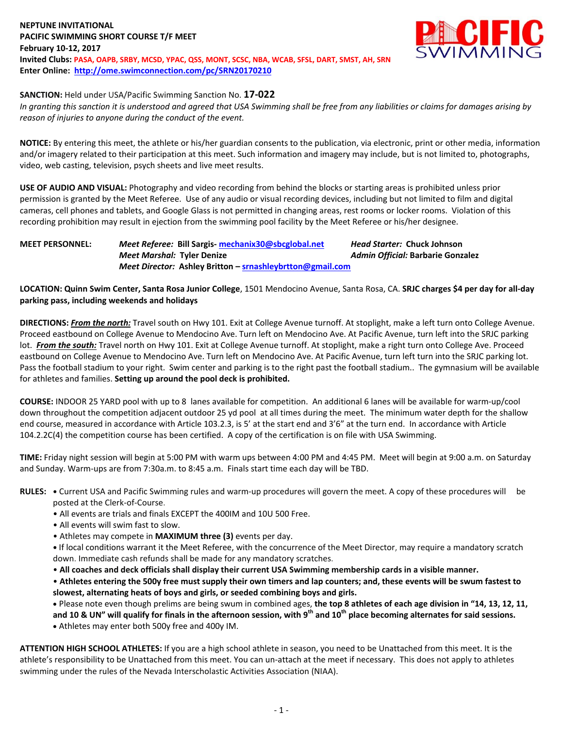**NEPTUNE INVITATIONAL**
**PACIFIC SWIMMING SHORT COURSE T/F MEET**
**February 10-12, 2017**
**Invited Clubs: PASA, OAPB, SRBY, MCSD, YPAC, QSS, MONT, SCSC, NBA, WCAB, SFSL, DART, SMST, AH, SRN**
**Enter Online: http://ome.swimconnection.com/pc/SRN20170210**

**SANCTION:** Held under USA/Pacific Swimming Sanction No. **17-022**
*In granting this sanction it is understood and agreed that USA Swimming shall be free from any liabilities or claims for damages arising by reason of injuries to anyone during the conduct of the event.*

**NOTICE:** By entering this meet, the athlete or his/her guardian consents to the publication, via electronic, print or other media, information and/or imagery related to their participation at this meet. Such information and imagery may include, but is not limited to, photographs, video, web casting, television, psych sheets and live meet results.

**USE OF AUDIO AND VISUAL:** Photography and video recording from behind the blocks or starting areas is prohibited unless prior permission is granted by the Meet Referee. Use of any audio or visual recording devices, including but not limited to film and digital cameras, cell phones and tablets, and Google Glass is not permitted in changing areas, rest rooms or locker rooms. Violation of this recording prohibition may result in ejection from the swimming pool facility by the Meet Referee or his/her designee.

**MEET PERSONNEL:**
- *Meet Referee:* **Bill Sargis- mechanix30@sbcglobal.net**
- *Head Starter:* **Chuck Johnson**
- *Meet Marshal:* **Tyler Denize**
- *Admin Official:* **Barbarie Gonzalez**
- *Meet Director:* **Ashley Britton – srnashleybrtton@gmail.com**

**LOCATION: Quinn Swim Center, Santa Rosa Junior College**, 1501 Mendocino Avenue, Santa Rosa, CA. **SRJC charges $4 per day for all-day parking pass, including weekends and holidays**

**DIRECTIONS:** ***From the north:*** Travel south on Hwy 101. Exit at College Avenue turnoff. At stoplight, make a left turn onto College Avenue. Proceed eastbound on College Avenue to Mendocino Ave. Turn left on Mendocino Ave. At Pacific Avenue, turn left into the SRJC parking lot. ***From the south:*** Travel north on Hwy 101. Exit at College Avenue turnoff. At stoplight, make a right turn onto College Ave. Proceed eastbound on College Avenue to Mendocino Ave. Turn left on Mendocino Ave. At Pacific Avenue, turn left turn into the SRJC parking lot. Pass the football stadium to your right. Swim center and parking is to the right past the football stadium.. The gymnasium will be available for athletes and families. **Setting up around the pool deck is prohibited.**

**COURSE:** INDOOR 25 YARD pool with up to 8 lanes available for competition. An additional 6 lanes will be available for warm-up/cool down throughout the competition adjacent outdoor 25 yd pool at all times during the meet. The minimum water depth for the shallow end course, measured in accordance with Article 103.2.3, is 5' at the start end and 3'6" at the turn end. In accordance with Article 104.2.2C(4) the competition course has been certified. A copy of the certification is on file with USA Swimming.

**TIME:** Friday night session will begin at 5:00 PM with warm ups between 4:00 PM and 4:45 PM. Meet will begin at 9:00 a.m. on Saturday and Sunday. Warm-ups are from 7:30a.m. to 8:45 a.m. Finals start time each day will be TBD.

**RULES:**
- Current USA and Pacific Swimming rules and warm-up procedures will govern the meet. A copy of these procedures will be posted at the Clerk-of-Course.
- All events are trials and finals EXCEPT the 400IM and 10U 500 Free.
- All events will swim fast to slow.
- Athletes may compete in **MAXIMUM three (3)** events per day.
- If local conditions warrant it the Meet Referee, with the concurrence of the Meet Director, may require a mandatory scratch down. Immediate cash refunds shall be made for any mandatory scratches.
- **All coaches and deck officials shall display their current USA Swimming membership cards in a visible manner.**
- **Athletes entering the 500y free must supply their own timers and lap counters; and, these events will be swum fastest to slowest, alternating heats of boys and girls, or seeded combining boys and girls.**
- Please note even though prelims are being swum in combined ages, **the top 8 athletes of each age division in "14, 13, 12, 11, and 10 & UN" will qualify for finals in the afternoon session, with 9th and 10th place becoming alternates for said sessions.**
- Athletes may enter both 500y free and 400y IM.

**ATTENTION HIGH SCHOOL ATHLETES:** If you are a high school athlete in season, you need to be Unattached from this meet. It is the athlete's responsibility to be Unattached from this meet. You can un-attach at the meet if necessary. This does not apply to athletes swimming under the rules of the Nevada Interscholastic Activities Association (NIAA).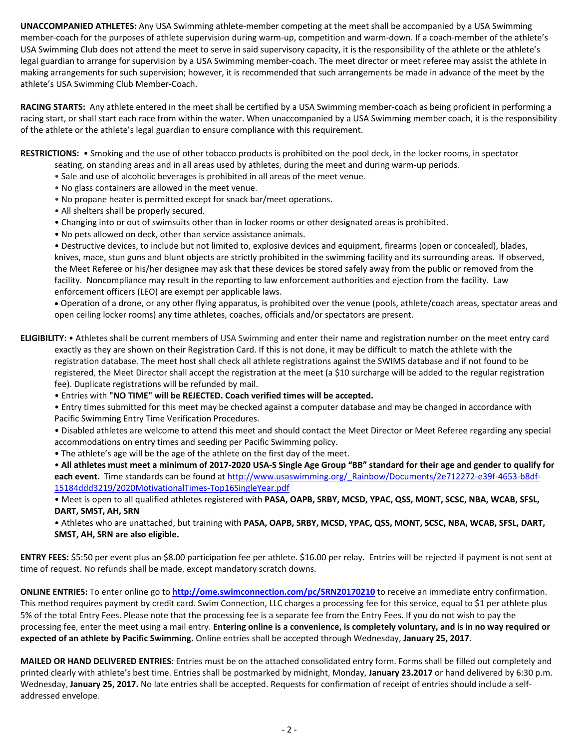**UNACCOMPANIED ATHLETES:** Any USA Swimming athlete-member competing at the meet shall be accompanied by a USA Swimming member-coach for the purposes of athlete supervision during warm-up, competition and warm-down. If a coach-member of the athlete's USA Swimming Club does not attend the meet to serve in said supervisory capacity, it is the responsibility of the athlete or the athlete's legal guardian to arrange for supervision by a USA Swimming member-coach. The meet director or meet referee may assist the athlete in making arrangements for such supervision; however, it is recommended that such arrangements be made in advance of the meet by the athlete's USA Swimming Club Member-Coach.

**RACING STARTS:** Any athlete entered in the meet shall be certified by a USA Swimming member-coach as being proficient in performing a racing start, or shall start each race from within the water. When unaccompanied by a USA Swimming member coach, it is the responsibility of the athlete or the athlete's legal guardian to ensure compliance with this requirement.

**RESTRICTIONS:**
- Smoking and the use of other tobacco products is prohibited on the pool deck, in the locker rooms, in spectator seating, on standing areas and in all areas used by athletes, during the meet and during warm-up periods.
- Sale and use of alcoholic beverages is prohibited in all areas of the meet venue.
- No glass containers are allowed in the meet venue.
- No propane heater is permitted except for snack bar/meet operations.
- All shelters shall be properly secured.
- Changing into or out of swimsuits other than in locker rooms or other designated areas is prohibited.
- No pets allowed on deck, other than service assistance animals.
- Destructive devices, to include but not limited to, explosive devices and equipment, firearms (open or concealed), blades, knives, mace, stun guns and blunt objects are strictly prohibited in the swimming facility and its surrounding areas. If observed, the Meet Referee or his/her designee may ask that these devices be stored safely away from the public or removed from the facility. Noncompliance may result in the reporting to law enforcement authorities and ejection from the facility. Law enforcement officers (LEO) are exempt per applicable laws.
- Operation of a drone, or any other flying apparatus, is prohibited over the venue (pools, athlete/coach areas, spectator areas and open ceiling locker rooms) any time athletes, coaches, officials and/or spectators are present.

**ELIGIBILITY:**
- Athletes shall be current members of USA Swimming and enter their name and registration number on the meet entry card exactly as they are shown on their Registration Card. If this is not done, it may be difficult to match the athlete with the registration database. The meet host shall check all athlete registrations against the SWIMS database and if not found to be registered, the Meet Director shall accept the registration at the meet (a $10 surcharge will be added to the regular registration fee). Duplicate registrations will be refunded by mail.
- Entries with **"NO TIME" will be REJECTED. Coach verified times will be accepted.**
- Entry times submitted for this meet may be checked against a computer database and may be changed in accordance with Pacific Swimming Entry Time Verification Procedures.
- Disabled athletes are welcome to attend this meet and should contact the Meet Director or Meet Referee regarding any special accommodations on entry times and seeding per Pacific Swimming policy.
- The athlete's age will be the age of the athlete on the first day of the meet.
- **All athletes must meet a minimum of 2017-2020 USA-S Single Age Group "BB" standard for their age and gender to qualify for each event**. Time standards can be found at http://www.usaswimming.org/_Rainbow/Documents/2e712272-e39f-4653-b8df-15184ddd3219/2020MotivationalTimes-Top16SingleYear.pdf
- Meet is open to all qualified athletes registered with **PASA, OAPB, SRBY, MCSD, YPAC, QSS, MONT, SCSC, NBA, WCAB, SFSL, DART, SMST, AH, SRN**
- Athletes who are unattached, but training with **PASA, OAPB, SRBY, MCSD, YPAC, QSS, MONT, SCSC, NBA, WCAB, SFSL, DART, SMST, AH, SRN are also eligible.**

**ENTRY FEES:** $5:50 per event plus an $8.00 participation fee per athlete. $16.00 per relay. Entries will be rejected if payment is not sent at time of request. No refunds shall be made, except mandatory scratch downs.

**ONLINE ENTRIES:** To enter online go to **http://ome.swimconnection.com/pc/SRN20170210** to receive an immediate entry confirmation. This method requires payment by credit card. Swim Connection, LLC charges a processing fee for this service, equal to $1 per athlete plus 5% of the total Entry Fees. Please note that the processing fee is a separate fee from the Entry Fees. If you do not wish to pay the processing fee, enter the meet using a mail entry. **Entering online is a convenience, is completely voluntary, and is in no way required or expected of an athlete by Pacific Swimming.** Online entries shall be accepted through Wednesday, **January 25, 2017**.

**MAILED OR HAND DELIVERED ENTRIES**: Entries must be on the attached consolidated entry form. Forms shall be filled out completely and printed clearly with athlete's best time. Entries shall be postmarked by midnight, Monday, **January 23.2017** or hand delivered by 6:30 p.m. Wednesday, **January 25, 2017.** No late entries shall be accepted. Requests for confirmation of receipt of entries should include a self-addressed envelope.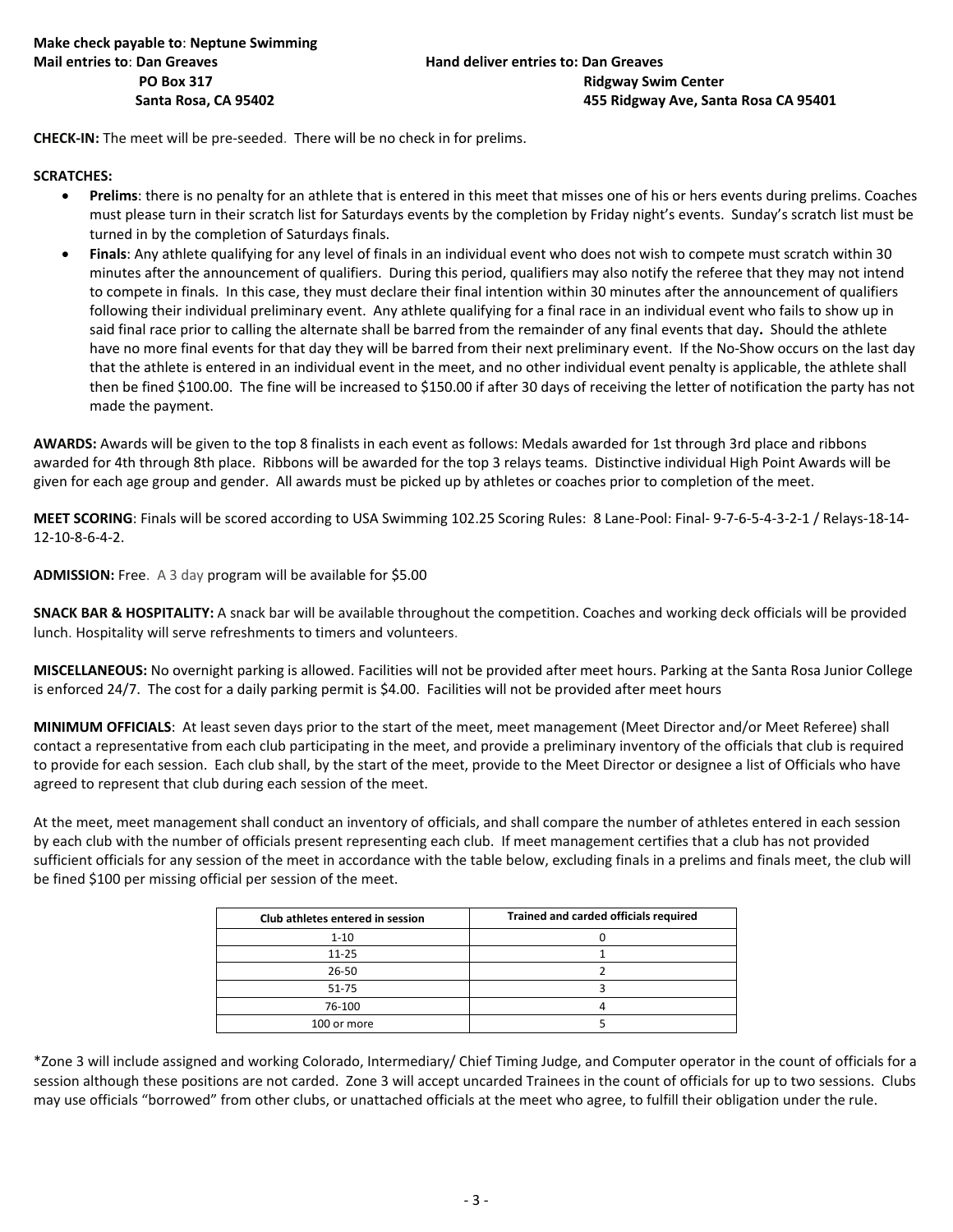**Make check payable to**: **Neptune Swimming**
**Mail entries to**: **Dan Greaves**
**PO Box 317**
**Santa Rosa, CA 95402**

**Hand deliver entries to: Dan Greaves**
**Ridgway Swim Center**
**455 Ridgway Ave, Santa Rosa CA 95401**

**CHECK-IN:** The meet will be pre-seeded. There will be no check in for prelims.

**SCRATCHES:**

- **Prelims**: there is no penalty for an athlete that is entered in this meet that misses one of his or hers events during prelims. Coaches must please turn in their scratch list for Saturdays events by the completion by Friday night's events. Sunday's scratch list must be turned in by the completion of Saturdays finals.
- **Finals**: Any athlete qualifying for any level of finals in an individual event who does not wish to compete must scratch within 30 minutes after the announcement of qualifiers. During this period, qualifiers may also notify the referee that they may not intend to compete in finals. In this case, they must declare their final intention within 30 minutes after the announcement of qualifiers following their individual preliminary event. Any athlete qualifying for a final race in an individual event who fails to show up in said final race prior to calling the alternate shall be barred from the remainder of any final events that day**.** Should the athlete have no more final events for that day they will be barred from their next preliminary event. If the No-Show occurs on the last day that the athlete is entered in an individual event in the meet, and no other individual event penalty is applicable, the athlete shall then be fined $100.00. The fine will be increased to $150.00 if after 30 days of receiving the letter of notification the party has not made the payment.

**AWARDS:** Awards will be given to the top 8 finalists in each event as follows: Medals awarded for 1st through 3rd place and ribbons awarded for 4th through 8th place. Ribbons will be awarded for the top 3 relays teams. Distinctive individual High Point Awards will be given for each age group and gender. All awards must be picked up by athletes or coaches prior to completion of the meet.

**MEET SCORING**: Finals will be scored according to USA Swimming 102.25 Scoring Rules: 8 Lane-Pool: Final- 9-7-6-5-4-3-2-1 / Relays-18-14-12-10-8-6-4-2.

**ADMISSION:** Free. A 3 day program will be available for $5.00

**SNACK BAR & HOSPITALITY:** A snack bar will be available throughout the competition. Coaches and working deck officials will be provided lunch. Hospitality will serve refreshments to timers and volunteers.

**MISCELLANEOUS:** No overnight parking is allowed. Facilities will not be provided after meet hours. Parking at the Santa Rosa Junior College is enforced 24/7. The cost for a daily parking permit is $4.00. Facilities will not be provided after meet hours

**MINIMUM OFFICIALS**: At least seven days prior to the start of the meet, meet management (Meet Director and/or Meet Referee) shall contact a representative from each club participating in the meet, and provide a preliminary inventory of the officials that club is required to provide for each session. Each club shall, by the start of the meet, provide to the Meet Director or designee a list of Officials who have agreed to represent that club during each session of the meet.

At the meet, meet management shall conduct an inventory of officials, and shall compare the number of athletes entered in each session by each club with the number of officials present representing each club. If meet management certifies that a club has not provided sufficient officials for any session of the meet in accordance with the table below, excluding finals in a prelims and finals meet, the club will be fined $100 per missing official per session of the meet.

| Club athletes entered in session | Trained and carded officials required |
|---|---|
| 1-10 | 0 |
| 11-25 | 1 |
| 26-50 | 2 |
| 51-75 | 3 |
| 76-100 | 4 |
| 100 or more | 5 |

*Zone 3 will include assigned and working Colorado, Intermediary/ Chief Timing Judge, and Computer operator in the count of officials for a session although these positions are not carded. Zone 3 will accept uncarded Trainees in the count of officials for up to two sessions. Clubs may use officials "borrowed" from other clubs, or unattached officials at the meet who agree, to fulfill their obligation under the rule.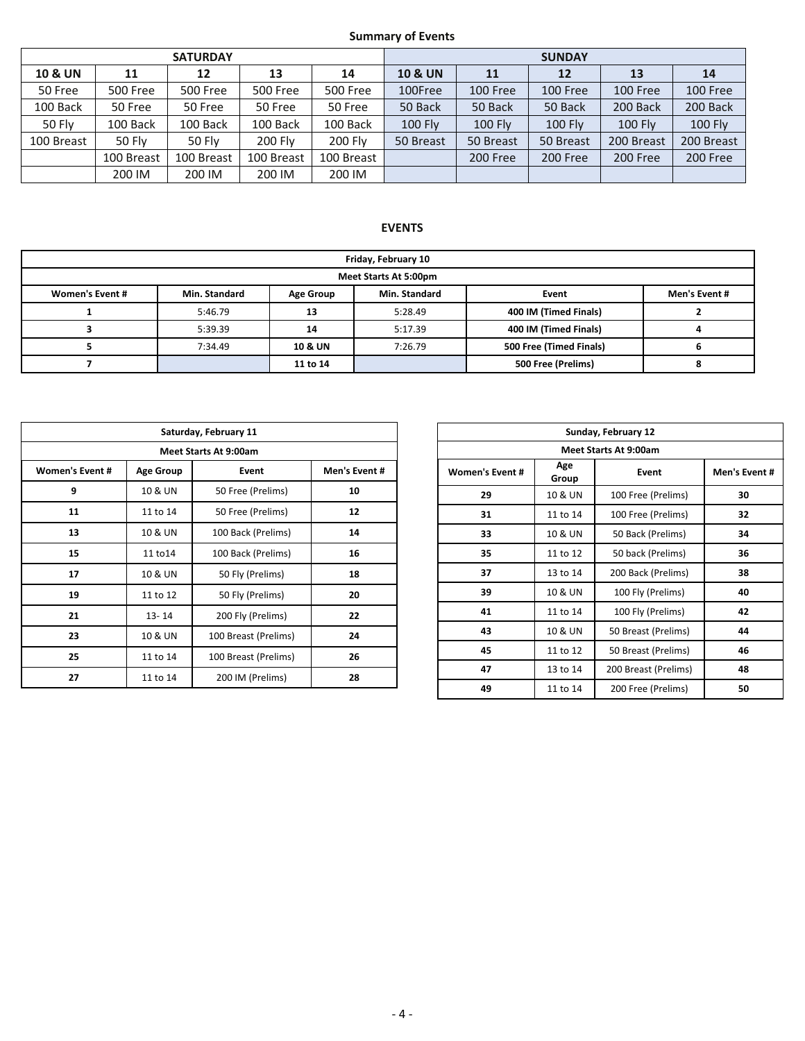**Summary of Events**

| SATURDAY | | | | | SUNDAY | | | | |
|---|---|---|---|---|---|---|---|---|---|
| **10 & UN** | **11** | **12** | **13** | **14** | **10 & UN** | **11** | **12** | **13** | **14** |
| 50 Free | 500 Free | 500 Free | 500 Free | 500 Free | 100Free | 100 Free | 100 Free | 100 Free | 100 Free |
| 100 Back | 50 Free | 50 Free | 50 Free | 50 Free | 50 Back | 50 Back | 50 Back | 200 Back | 200 Back |
| 50 Fly | 100 Back | 100 Back | 100 Back | 100 Back | 100 Fly | 100 Fly | 100 Fly | 100 Fly | 100 Fly |
| 100 Breast | 50 Fly | 50 Fly | 200 Fly | 200 Fly | 50 Breast | 50 Breast | 50 Breast | 200 Breast | 200 Breast |
| | 100 Breast | 100 Breast | 100 Breast | 100 Breast | | 200 Free | 200 Free | 200 Free | 200 Free |
| | 200 IM | 200 IM | 200 IM | 200 IM | | | | | |

**EVENTS**

| Friday, February 10 | | | | | |
|---|---|---|---|---|---|
| **Meet Starts At 5:00pm** | | | | | |
| **Women's Event #** | **Min. Standard** | **Age Group** | **Min. Standard** | **Event** | **Men's Event #** |
| 1 | 5:46.79 | **13** | 5:28.49 | **400 IM (Timed Finals)** | **2** |
| 3 | 5:39.39 | **14** | 5:17.39 | **400 IM (Timed Finals)** | **4** |
| 5 | 7:34.49 | **10 & UN** | 7:26.79 | **500 Free (Timed Finals)** | **6** |
| 7 | | **11 to 14** | | **500 Free (Prelims)** | **8** |

| Saturday, February 11 | | | |
|---|---|---|---|
| **Meet Starts At 9:00am** | | | |
| **Women's Event #** | **Age Group** | **Event** | **Men's Event #** |
| **9** | 10 & UN | 50 Free (Prelims) | **10** |
| **11** | 11 to 14 | 50 Free (Prelims) | **12** |
| **13** | 10 & UN | 100 Back (Prelims) | **14** |
| **15** | 11 to14 | 100 Back (Prelims) | **16** |
| **17** | 10 & UN | 50 Fly (Prelims) | **18** |
| **19** | 11 to 12 | 50 Fly (Prelims) | **20** |
| **21** | 13- 14 | 200 Fly (Prelims) | **22** |
| **23** | 10 & UN | 100 Breast (Prelims) | **24** |
| **25** | 11 to 14 | 100 Breast (Prelims) | **26** |
| **27** | 11 to 14 | 200 IM (Prelims) | **28** |

| Sunday, February 12 | | | |
|---|---|---|---|
| **Meet Starts At 9:00am** | | | |
| **Women's Event #** | **Age Group** | **Event** | **Men's Event #** |
| **29** | 10 & UN | 100 Free (Prelims) | **30** |
| **31** | 11 to 14 | 100 Free (Prelims) | **32** |
| **33** | 10 & UN | 50 Back (Prelims) | **34** |
| **35** | 11 to 12 | 50 back (Prelims) | **36** |
| **37** | 13 to 14 | 200 Back (Prelims) | **38** |
| **39** | 10 & UN | 100 Fly (Prelims) | **40** |
| **41** | 11 to 14 | 100 Fly (Prelims) | **42** |
| **43** | 10 & UN | 50 Breast (Prelims) | **44** |
| **45** | 11 to 12 | 50 Breast (Prelims) | **46** |
| **47** | 13 to 14 | 200 Breast (Prelims) | **48** |
| **49** | 11 to 14 | 200 Free (Prelims) | **50** |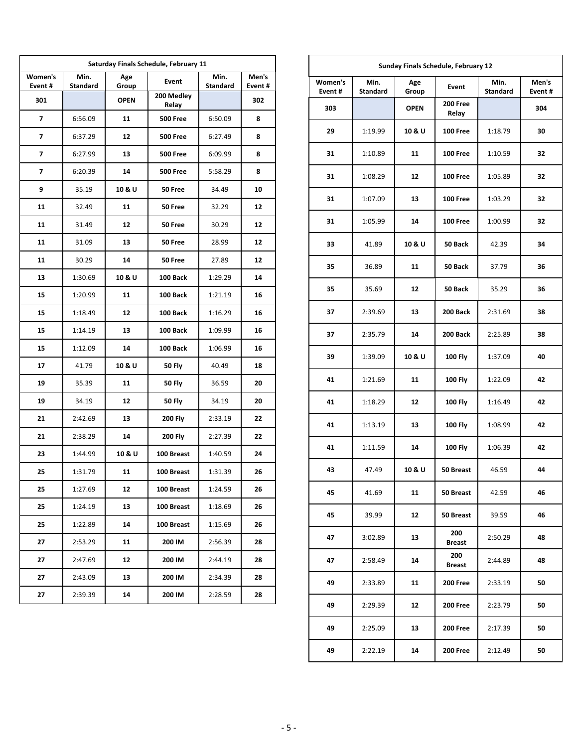| Saturday Finals Schedule, February 11 | | | | | |
|---|---|---|---|---|---|
| Women's Event # | Min. Standard | Age Group | Event | Min. Standard | Men's Event # |
| 301 | | OPEN | 200 Medley Relay | | 302 |
| 7 | 6:56.09 | 11 | 500 Free | 6:50.09 | 8 |
| 7 | 6:37.29 | 12 | 500 Free | 6:27.49 | 8 |
| 7 | 6:27.99 | 13 | 500 Free | 6:09.99 | 8 |
| 7 | 6:20.39 | 14 | 500 Free | 5:58.29 | 8 |
| 9 | 35.19 | 10 & U | 50 Free | 34.49 | 10 |
| 11 | 32.49 | 11 | 50 Free | 32.29 | 12 |
| 11 | 31.49 | 12 | 50 Free | 30.29 | 12 |
| 11 | 31.09 | 13 | 50 Free | 28.99 | 12 |
| 11 | 30.29 | 14 | 50 Free | 27.89 | 12 |
| 13 | 1:30.69 | 10 & U | 100 Back | 1:29.29 | 14 |
| 15 | 1:20.99 | 11 | 100 Back | 1:21.19 | 16 |
| 15 | 1:18.49 | 12 | 100 Back | 1:16.29 | 16 |
| 15 | 1:14.19 | 13 | 100 Back | 1:09.99 | 16 |
| 15 | 1:12.09 | 14 | 100 Back | 1:06.99 | 16 |
| 17 | 41.79 | 10 & U | 50 Fly | 40.49 | 18 |
| 19 | 35.39 | 11 | 50 Fly | 36.59 | 20 |
| 19 | 34.19 | 12 | 50 Fly | 34.19 | 20 |
| 21 | 2:42.69 | 13 | 200 Fly | 2:33.19 | 22 |
| 21 | 2:38.29 | 14 | 200 Fly | 2:27.39 | 22 |
| 23 | 1:44.99 | 10 & U | 100 Breast | 1:40.59 | 24 |
| 25 | 1:31.79 | 11 | 100 Breast | 1:31.39 | 26 |
| 25 | 1:27.69 | 12 | 100 Breast | 1:24.59 | 26 |
| 25 | 1:24.19 | 13 | 100 Breast | 1:18.69 | 26 |
| 25 | 1:22.89 | 14 | 100 Breast | 1:15.69 | 26 |
| 27 | 2:53.29 | 11 | 200 IM | 2:56.39 | 28 |
| 27 | 2:47.69 | 12 | 200 IM | 2:44.19 | 28 |
| 27 | 2:43.09 | 13 | 200 IM | 2:34.39 | 28 |
| 27 | 2:39.39 | 14 | 200 IM | 2:28.59 | 28 |

| Sunday Finals Schedule, February 12 | | | | | |
|---|---|---|---|---|---|
| Women's Event # | Min. Standard | Age Group | Event | Min. Standard | Men's Event # |
| 303 | | OPEN | 200 Free Relay | | 304 |
| 29 | 1:19.99 | 10 & U | 100 Free | 1:18.79 | 30 |
| 31 | 1:10.89 | 11 | 100 Free | 1:10.59 | 32 |
| 31 | 1:08.29 | 12 | 100 Free | 1:05.89 | 32 |
| 31 | 1:07.09 | 13 | 100 Free | 1:03.29 | 32 |
| 31 | 1:05.99 | 14 | 100 Free | 1:00.99 | 32 |
| 33 | 41.89 | 10 & U | 50 Back | 42.39 | 34 |
| 35 | 36.89 | 11 | 50 Back | 37.79 | 36 |
| 35 | 35.69 | 12 | 50 Back | 35.29 | 36 |
| 37 | 2:39.69 | 13 | 200 Back | 2:31.69 | 38 |
| 37 | 2:35.79 | 14 | 200 Back | 2:25.89 | 38 |
| 39 | 1:39.09 | 10 & U | 100 Fly | 1:37.09 | 40 |
| 41 | 1:21.69 | 11 | 100 Fly | 1:22.09 | 42 |
| 41 | 1:18.29 | 12 | 100 Fly | 1:16.49 | 42 |
| 41 | 1:13.19 | 13 | 100 Fly | 1:08.99 | 42 |
| 41 | 1:11.59 | 14 | 100 Fly | 1:06.39 | 42 |
| 43 | 47.49 | 10 & U | 50 Breast | 46.59 | 44 |
| 45 | 41.69 | 11 | 50 Breast | 42.59 | 46 |
| 45 | 39.99 | 12 | 50 Breast | 39.59 | 46 |
| 47 | 3:02.89 | 13 | 200 Breast | 2:50.29 | 48 |
| 47 | 2:58.49 | 14 | 200 Breast | 2:44.89 | 48 |
| 49 | 2:33.89 | 11 | 200 Free | 2:33.19 | 50 |
| 49 | 2:29.39 | 12 | 200 Free | 2:23.79 | 50 |
| 49 | 2:25.09 | 13 | 200 Free | 2:17.39 | 50 |
| 49 | 2:22.19 | 14 | 200 Free | 2:12.49 | 50 |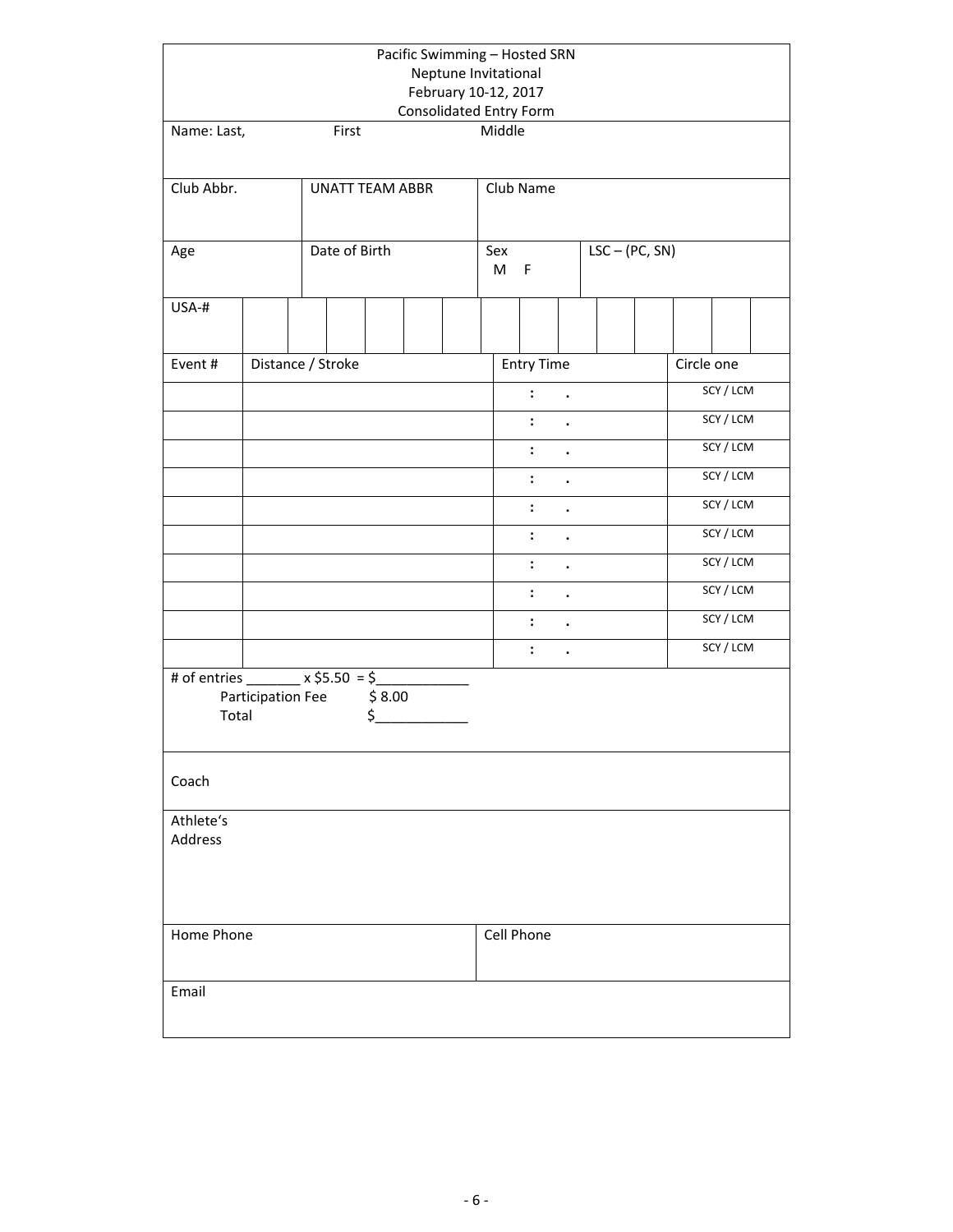Pacific Swimming – Hosted SRN
Neptune Invitational
February 10-12, 2017
Consolidated Entry Form

| | | | |
|---|---|---|---|
| Name: Last, | First | Middle | |
| Club Abbr. | UNATT TEAM ABBR | Club Name | |
| Age | Date of Birth | Sex M F | LSC – (PC, SN) |

| | | | | | | | | | | | | | |
|---|---|---|---|---|---|---|---|---|---|---|---|---|---|
| USA-# | | | | | | | | | | | | | |

| Event # | Distance / Stroke | Entry Time | Circle one |
|---|---|---|---|
| | | : . | SCY / LCM |
| | | : . | SCY / LCM |
| | | : . | SCY / LCM |
| | | : . | SCY / LCM |
| | | : . | SCY / LCM |
| | | : . | SCY / LCM |
| | | : . | SCY / LCM |
| | | : . | SCY / LCM |
| | | : . | SCY / LCM |
| | | : . | SCY / LCM |

# of entries _______ x $5.50 = $____________
Participation Fee $ 8.00
Total $____________

Coach

Athlete's Address

| | |
|---|---|
| Home Phone | Cell Phone |

Email